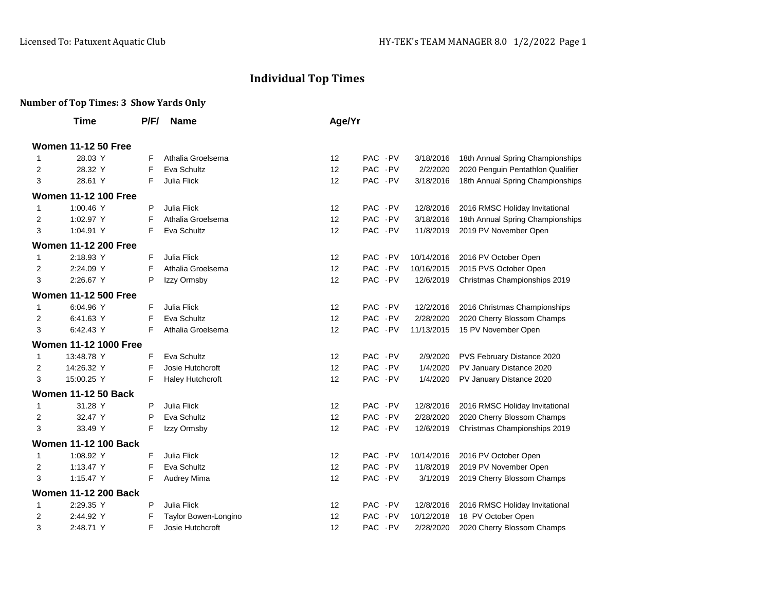# Individual Top Times

**Number of Top Times: 3 Show Yards Only**

| | Time | P/F/ | Name | Age/Yr | | | Date | Meet |
|---|---|---|---|---|---|---|---|---|
| **Women 11-12 50 Free** | | | | | | | | |
| 1 | 28.03 Y | F | Athalia Groelsema | 12 | PAC | PV | 3/18/2016 | 18th Annual Spring Championships |
| 2 | 28.32 Y | F | Eva Schultz | 12 | PAC | PV | 2/2/2020 | 2020 Penguin Pentathlon Qualifier |
| 3 | 28.61 Y | F | Julia Flick | 12 | PAC | PV | 3/18/2016 | 18th Annual Spring Championships |
| **Women 11-12 100 Free** | | | | | | | | |
| 1 | 1:00.46 Y | P | Julia Flick | 12 | PAC | PV | 12/8/2016 | 2016 RMSC Holiday Invitational |
| 2 | 1:02.97 Y | F | Athalia Groelsema | 12 | PAC | PV | 3/18/2016 | 18th Annual Spring Championships |
| 3 | 1:04.91 Y | F | Eva Schultz | 12 | PAC | PV | 11/8/2019 | 2019 PV November Open |
| **Women 11-12 200 Free** | | | | | | | | |
| 1 | 2:18.93 Y | F | Julia Flick | 12 | PAC | PV | 10/14/2016 | 2016 PV October Open |
| 2 | 2:24.09 Y | F | Athalia Groelsema | 12 | PAC | PV | 10/16/2015 | 2015 PVS October Open |
| 3 | 2:26.67 Y | P | Izzy Ormsby | 12 | PAC | PV | 12/6/2019 | Christmas Championships 2019 |
| **Women 11-12 500 Free** | | | | | | | | |
| 1 | 6:04.96 Y | F | Julia Flick | 12 | PAC | PV | 12/2/2016 | 2016 Christmas Championships |
| 2 | 6:41.63 Y | F | Eva Schultz | 12 | PAC | PV | 2/28/2020 | 2020 Cherry Blossom Champs |
| 3 | 6:42.43 Y | F | Athalia Groelsema | 12 | PAC | PV | 11/13/2015 | 15 PV November Open |
| **Women 11-12 1000 Free** | | | | | | | | |
| 1 | 13:48.78 Y | F | Eva Schultz | 12 | PAC | PV | 2/9/2020 | PVS February Distance 2020 |
| 2 | 14:26.32 Y | F | Josie Hutchcroft | 12 | PAC | PV | 1/4/2020 | PV January Distance 2020 |
| 3 | 15:00.25 Y | F | Haley Hutchcroft | 12 | PAC | PV | 1/4/2020 | PV January Distance 2020 |
| **Women 11-12 50 Back** | | | | | | | | |
| 1 | 31.28 Y | P | Julia Flick | 12 | PAC | PV | 12/8/2016 | 2016 RMSC Holiday Invitational |
| 2 | 32.47 Y | P | Eva Schultz | 12 | PAC | PV | 2/28/2020 | 2020 Cherry Blossom Champs |
| 3 | 33.49 Y | F | Izzy Ormsby | 12 | PAC | PV | 12/6/2019 | Christmas Championships 2019 |
| **Women 11-12 100 Back** | | | | | | | | |
| 1 | 1:08.92 Y | F | Julia Flick | 12 | PAC | PV | 10/14/2016 | 2016 PV October Open |
| 2 | 1:13.47 Y | F | Eva Schultz | 12 | PAC | PV | 11/8/2019 | 2019 PV November Open |
| 3 | 1:15.47 Y | F | Audrey Mima | 12 | PAC | PV | 3/1/2019 | 2019 Cherry Blossom Champs |
| **Women 11-12 200 Back** | | | | | | | | |
| 1 | 2:29.35 Y | P | Julia Flick | 12 | PAC | PV | 12/8/2016 | 2016 RMSC Holiday Invitational |
| 2 | 2:44.92 Y | F | Taylor Bowen-Longino | 12 | PAC | PV | 10/12/2018 | 18 PV October Open |
| 3 | 2:48.71 Y | F | Josie Hutchcroft | 12 | PAC | PV | 2/28/2020 | 2020 Cherry Blossom Champs |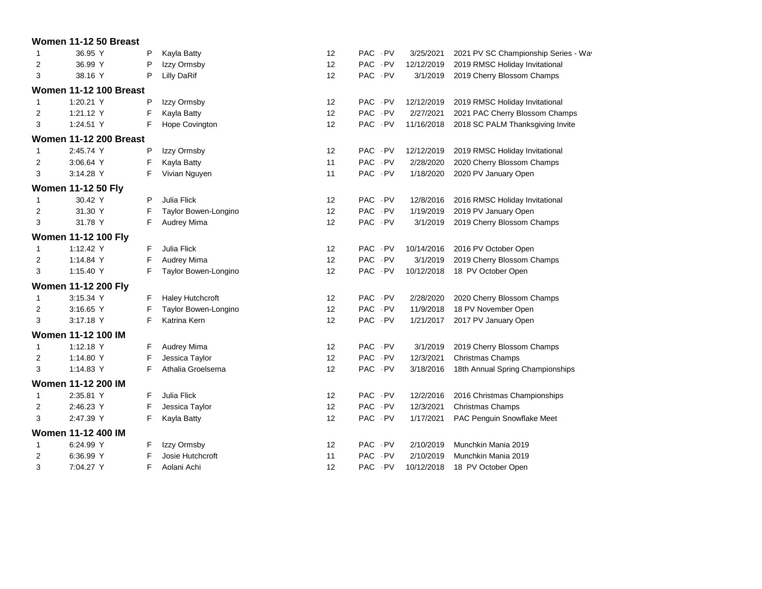### Women 11-12 50 Breast

| | | | | | | | | |
|---|---|---|---|---|---|---|---|---|
| 1 | 36.95 Y | P | Kayla Batty | 12 | PAC | -PV | 3/25/2021 | 2021 PV SC Championship Series - Wa |
| 2 | 36.99 Y | P | Izzy Ormsby | 12 | PAC | -PV | 12/12/2019 | 2019 RMSC Holiday Invitational |
| 3 | 38.16 Y | P | Lilly DaRif | 12 | PAC | -PV | 3/1/2019 | 2019 Cherry Blossom Champs |

### Women 11-12 100 Breast

| | | | | | | | | |
|---|---|---|---|---|---|---|---|---|
| 1 | 1:20.21 Y | P | Izzy Ormsby | 12 | PAC | -PV | 12/12/2019 | 2019 RMSC Holiday Invitational |
| 2 | 1:21.12 Y | F | Kayla Batty | 12 | PAC | -PV | 2/27/2021 | 2021 PAC Cherry Blossom Champs |
| 3 | 1:24.51 Y | F | Hope Covington | 12 | PAC | -PV | 11/16/2018 | 2018 SC PALM Thanksgiving Invite |

### Women 11-12 200 Breast

| | | | | | | | | |
|---|---|---|---|---|---|---|---|---|
| 1 | 2:45.74 Y | P | Izzy Ormsby | 12 | PAC | -PV | 12/12/2019 | 2019 RMSC Holiday Invitational |
| 2 | 3:06.64 Y | F | Kayla Batty | 11 | PAC | -PV | 2/28/2020 | 2020 Cherry Blossom Champs |
| 3 | 3:14.28 Y | F | Vivian Nguyen | 11 | PAC | -PV | 1/18/2020 | 2020 PV January Open |

### Women 11-12 50 Fly

| | | | | | | | | |
|---|---|---|---|---|---|---|---|---|
| 1 | 30.42 Y | P | Julia Flick | 12 | PAC | -PV | 12/8/2016 | 2016 RMSC Holiday Invitational |
| 2 | 31.30 Y | F | Taylor Bowen-Longino | 12 | PAC | -PV | 1/19/2019 | 2019 PV January Open |
| 3 | 31.78 Y | F | Audrey Mima | 12 | PAC | -PV | 3/1/2019 | 2019 Cherry Blossom Champs |

### Women 11-12 100 Fly

| | | | | | | | | |
|---|---|---|---|---|---|---|---|---|
| 1 | 1:12.42 Y | F | Julia Flick | 12 | PAC | -PV | 10/14/2016 | 2016 PV October Open |
| 2 | 1:14.84 Y | F | Audrey Mima | 12 | PAC | -PV | 3/1/2019 | 2019 Cherry Blossom Champs |
| 3 | 1:15.40 Y | F | Taylor Bowen-Longino | 12 | PAC | -PV | 10/12/2018 | 18 PV October Open |

### Women 11-12 200 Fly

| | | | | | | | | |
|---|---|---|---|---|---|---|---|---|
| 1 | 3:15.34 Y | F | Haley Hutchcroft | 12 | PAC | -PV | 2/28/2020 | 2020 Cherry Blossom Champs |
| 2 | 3:16.65 Y | F | Taylor Bowen-Longino | 12 | PAC | -PV | 11/9/2018 | 18 PV November Open |
| 3 | 3:17.18 Y | F | Katrina Kern | 12 | PAC | -PV | 1/21/2017 | 2017 PV January Open |

### Women 11-12 100 IM

| | | | | | | | | |
|---|---|---|---|---|---|---|---|---|
| 1 | 1:12.18 Y | F | Audrey Mima | 12 | PAC | -PV | 3/1/2019 | 2019 Cherry Blossom Champs |
| 2 | 1:14.80 Y | F | Jessica Taylor | 12 | PAC | -PV | 12/3/2021 | Christmas Champs |
| 3 | 1:14.83 Y | F | Athalia Groelsema | 12 | PAC | -PV | 3/18/2016 | 18th Annual Spring Championships |

### Women 11-12 200 IM

| | | | | | | | | |
|---|---|---|---|---|---|---|---|---|
| 1 | 2:35.81 Y | F | Julia Flick | 12 | PAC | -PV | 12/2/2016 | 2016 Christmas Championships |
| 2 | 2:46.23 Y | F | Jessica Taylor | 12 | PAC | -PV | 12/3/2021 | Christmas Champs |
| 3 | 2:47.39 Y | F | Kayla Batty | 12 | PAC | -PV | 1/17/2021 | PAC Penguin Snowflake Meet |

### Women 11-12 400 IM

| | | | | | | | | |
|---|---|---|---|---|---|---|---|---|
| 1 | 6:24.99 Y | F | Izzy Ormsby | 12 | PAC | -PV | 2/10/2019 | Munchkin Mania 2019 |
| 2 | 6:36.99 Y | F | Josie Hutchcroft | 11 | PAC | -PV | 2/10/2019 | Munchkin Mania 2019 |
| 3 | 7:04.27 Y | F | Aolani Achi | 12 | PAC | -PV | 10/12/2018 | 18 PV October Open |